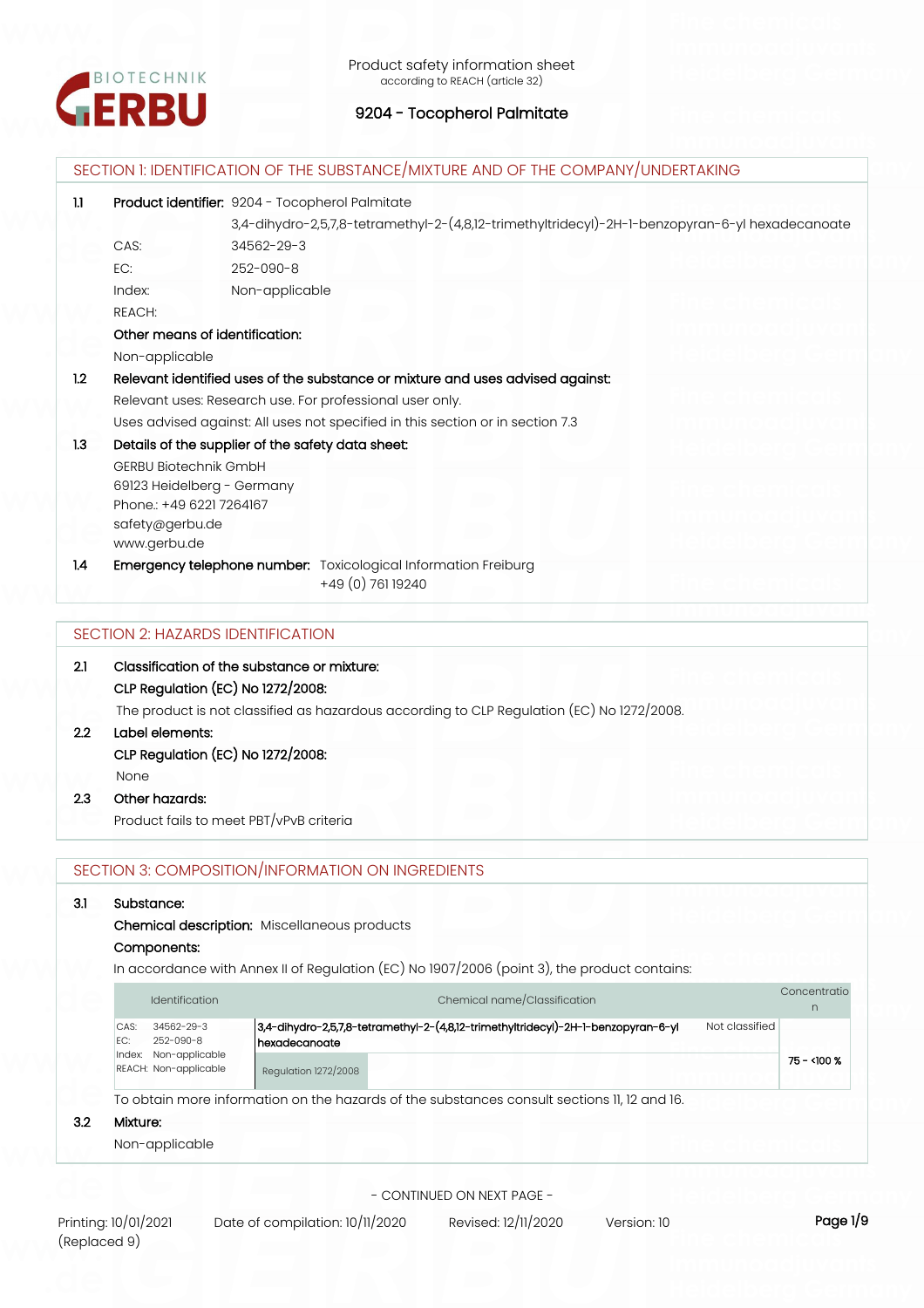Product safety information sheet
according to REACH (article 32)

# 9204 - Tocopherol Palmitate

## SECTION 1: IDENTIFICATION OF THE SUBSTANCE/MIXTURE AND OF THE COMPANY/UNDERTAKING

**1.1 Product identifier:** 9204 - Tocopherol Palmitate

3,4-dihydro-2,5,7,8-tetramethyl-2-(4,8,12-trimethyltridecyl)-2H-1-benzopyran-6-yl hexadecanoate

CAS: 34562-29-3

EC: 252-090-8

Index: Non-applicable

REACH:

**Other means of identification:**

Non-applicable

**1.2 Relevant identified uses of the substance or mixture and uses advised against:**

Relevant uses: Research use. For professional user only.

Uses advised against: All uses not specified in this section or in section 7.3

**1.3 Details of the supplier of the safety data sheet:**

GERBU Biotechnik GmbH
69123 Heidelberg - Germany
Phone.: +49 6221 7264167
safety@gerbu.de
www.gerbu.de

**1.4 Emergency telephone number:** Toxicological Information Freiburg
+49 (0) 761 19240

## SECTION 2: HAZARDS IDENTIFICATION

**2.1 Classification of the substance or mixture:**

**CLP Regulation (EC) No 1272/2008:**

The product is not classified as hazardous according to CLP Regulation (EC) No 1272/2008.

**2.2 Label elements:**

**CLP Regulation (EC) No 1272/2008:**

None

**2.3 Other hazards:**

Product fails to meet PBT/vPvB criteria

## SECTION 3: COMPOSITION/INFORMATION ON INGREDIENTS

**3.1 Substance:**

**Chemical description:** Miscellaneous products

**Components:**

In accordance with Annex II of Regulation (EC) No 1907/2006 (point 3), the product contains:

| Identification | Chemical name/Classification | | Concentration |
|---|---|---|---|
| CAS: 34562-29-3<br>EC: 252-090-8<br>Index: Non-applicable<br>REACH: Non-applicable | 3,4-dihydro-2,5,7,8-tetramethyl-2-(4,8,12-trimethyltridecyl)-2H-1-benzopyran-6-yl hexadecanoate | Not classified | 75 - <100 % |
| | Regulation 1272/2008 | | |

To obtain more information on the hazards of the substances consult sections 11, 12 and 16.

**3.2 Mixture:**

Non-applicable

- CONTINUED ON NEXT PAGE -

Printing: 10/01/2021 (Replaced 9) Date of compilation: 10/11/2020 Revised: 12/11/2020 Version: 10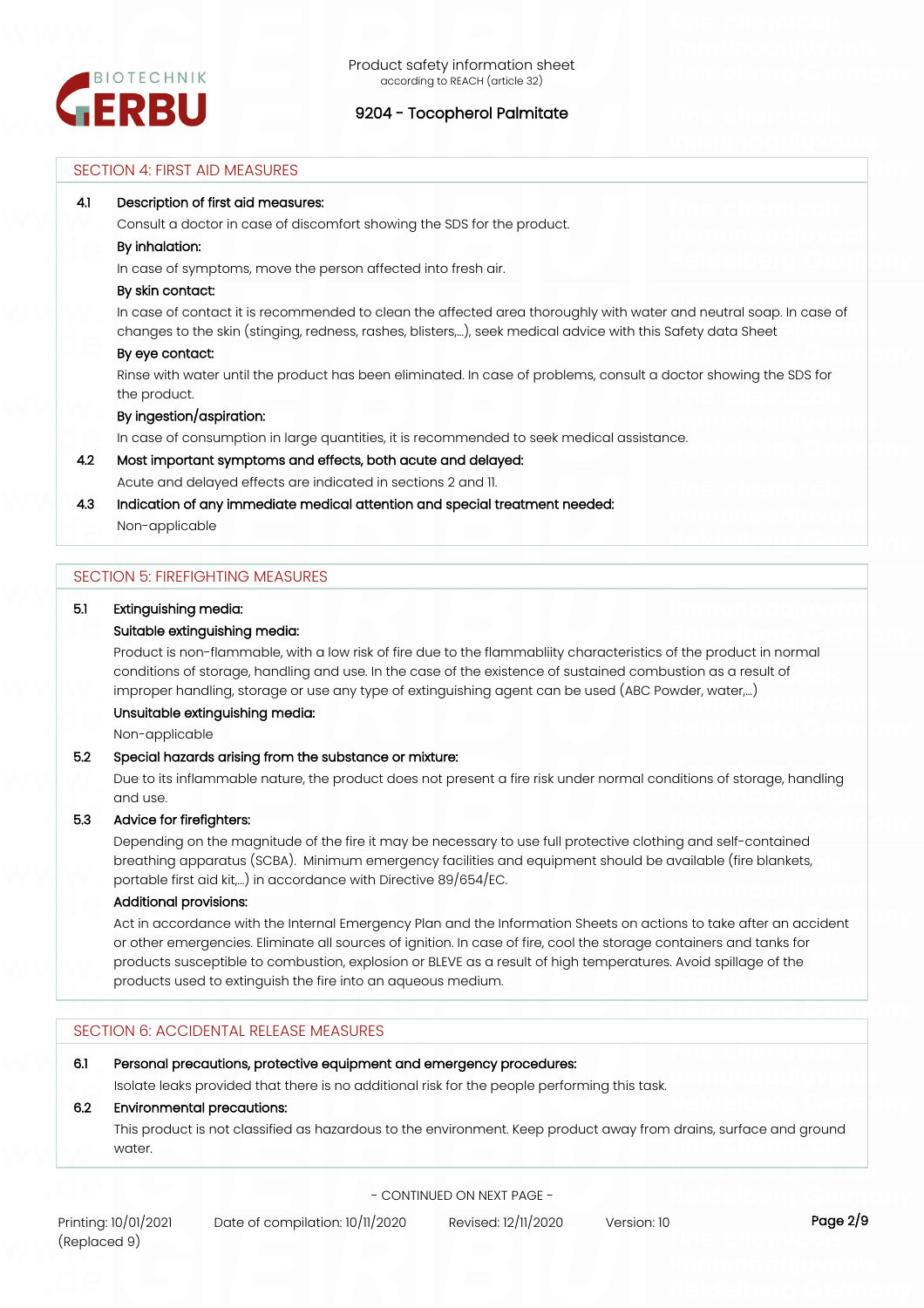## SECTION 4: FIRST AID MEASURES

**4.1 Description of first aid measures:**

Consult a doctor in case of discomfort showing the SDS for the product.

**By inhalation:**

In case of symptoms, move the person affected into fresh air.

**By skin contact:**

In case of contact it is recommended to clean the affected area thoroughly with water and neutral soap. In case of changes to the skin (stinging, redness, rashes, blisters,…), seek medical advice with this Safety data Sheet

**By eye contact:**

Rinse with water until the product has been eliminated. In case of problems, consult a doctor showing the SDS for the product.

**By ingestion/aspiration:**

In case of consumption in large quantities, it is recommended to seek medical assistance.

**4.2 Most important symptoms and effects, both acute and delayed:**

Acute and delayed effects are indicated in sections 2 and 11.

**4.3 Indication of any immediate medical attention and special treatment needed:**

Non-applicable

## SECTION 5: FIREFIGHTING MEASURES

**5.1 Extinguishing media:**

**Suitable extinguishing media:**

Product is non-flammable, with a low risk of fire due to the flammabliity characteristics of the product in normal conditions of storage, handling and use. In the case of the existence of sustained combustion as a result of improper handling, storage or use any type of extinguishing agent can be used (ABC Powder, water,…)

**Unsuitable extinguishing media:**

Non-applicable

**5.2 Special hazards arising from the substance or mixture:**

Due to its inflammable nature, the product does not present a fire risk under normal conditions of storage, handling and use.

**5.3 Advice for firefighters:**

Depending on the magnitude of the fire it may be necessary to use full protective clothing and self-contained breathing apparatus (SCBA). Minimum emergency facilities and equipment should be available (fire blankets, portable first aid kit,…) in accordance with Directive 89/654/EC.

**Additional provisions:**

Act in accordance with the Internal Emergency Plan and the Information Sheets on actions to take after an accident or other emergencies. Eliminate all sources of ignition. In case of fire, cool the storage containers and tanks for products susceptible to combustion, explosion or BLEVE as a result of high temperatures. Avoid spillage of the products used to extinguish the fire into an aqueous medium.

## SECTION 6: ACCIDENTAL RELEASE MEASURES

**6.1 Personal precautions, protective equipment and emergency procedures:**

Isolate leaks provided that there is no additional risk for the people performing this task.

**6.2 Environmental precautions:**

This product is not classified as hazardous to the environment. Keep product away from drains, surface and ground water.

- CONTINUED ON NEXT PAGE -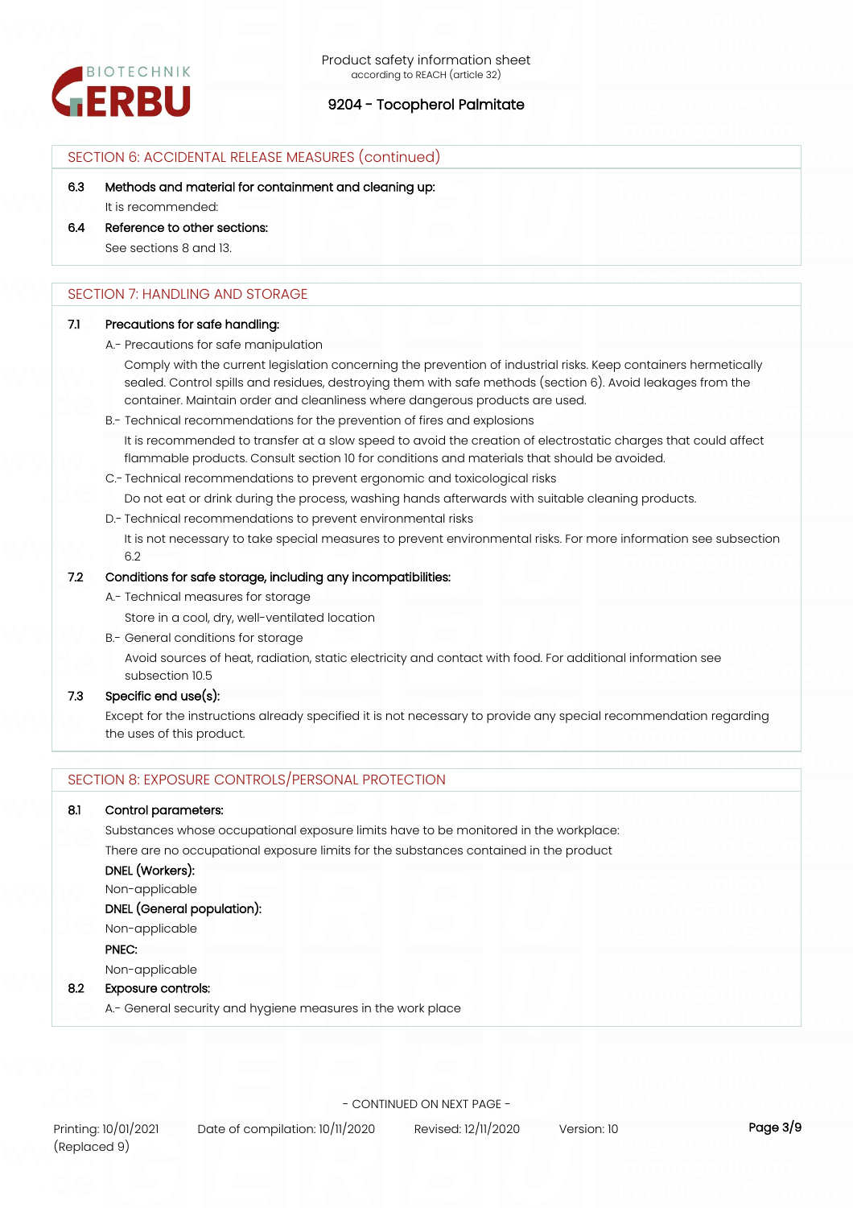## SECTION 6: ACCIDENTAL RELEASE MEASURES (continued)

**6.3 Methods and material for containment and cleaning up:**

It is recommended:

**6.4 Reference to other sections:**

See sections 8 and 13.

## SECTION 7: HANDLING AND STORAGE

**7.1 Precautions for safe handling:**

A.- Precautions for safe manipulation

Comply with the current legislation concerning the prevention of industrial risks. Keep containers hermetically sealed. Control spills and residues, destroying them with safe methods (section 6). Avoid leakages from the container. Maintain order and cleanliness where dangerous products are used.

B.- Technical recommendations for the prevention of fires and explosions

It is recommended to transfer at a slow speed to avoid the creation of electrostatic charges that could affect flammable products. Consult section 10 for conditions and materials that should be avoided.

C.- Technical recommendations to prevent ergonomic and toxicological risks

Do not eat or drink during the process, washing hands afterwards with suitable cleaning products.

D.- Technical recommendations to prevent environmental risks

It is not necessary to take special measures to prevent environmental risks. For more information see subsection 6.2

**7.2 Conditions for safe storage, including any incompatibilities:**

A.- Technical measures for storage

Store in a cool, dry, well-ventilated location

B.- General conditions for storage

Avoid sources of heat, radiation, static electricity and contact with food. For additional information see subsection 10.5

**7.3 Specific end use(s):**

Except for the instructions already specified it is not necessary to provide any special recommendation regarding the uses of this product.

## SECTION 8: EXPOSURE CONTROLS/PERSONAL PROTECTION

**8.1 Control parameters:**

Substances whose occupational exposure limits have to be monitored in the workplace:

There are no occupational exposure limits for the substances contained in the product

**DNEL (Workers):**

Non-applicable

**DNEL (General population):**

Non-applicable

**PNEC:**

Non-applicable

**8.2 Exposure controls:**

A.- General security and hygiene measures in the work place

- CONTINUED ON NEXT PAGE -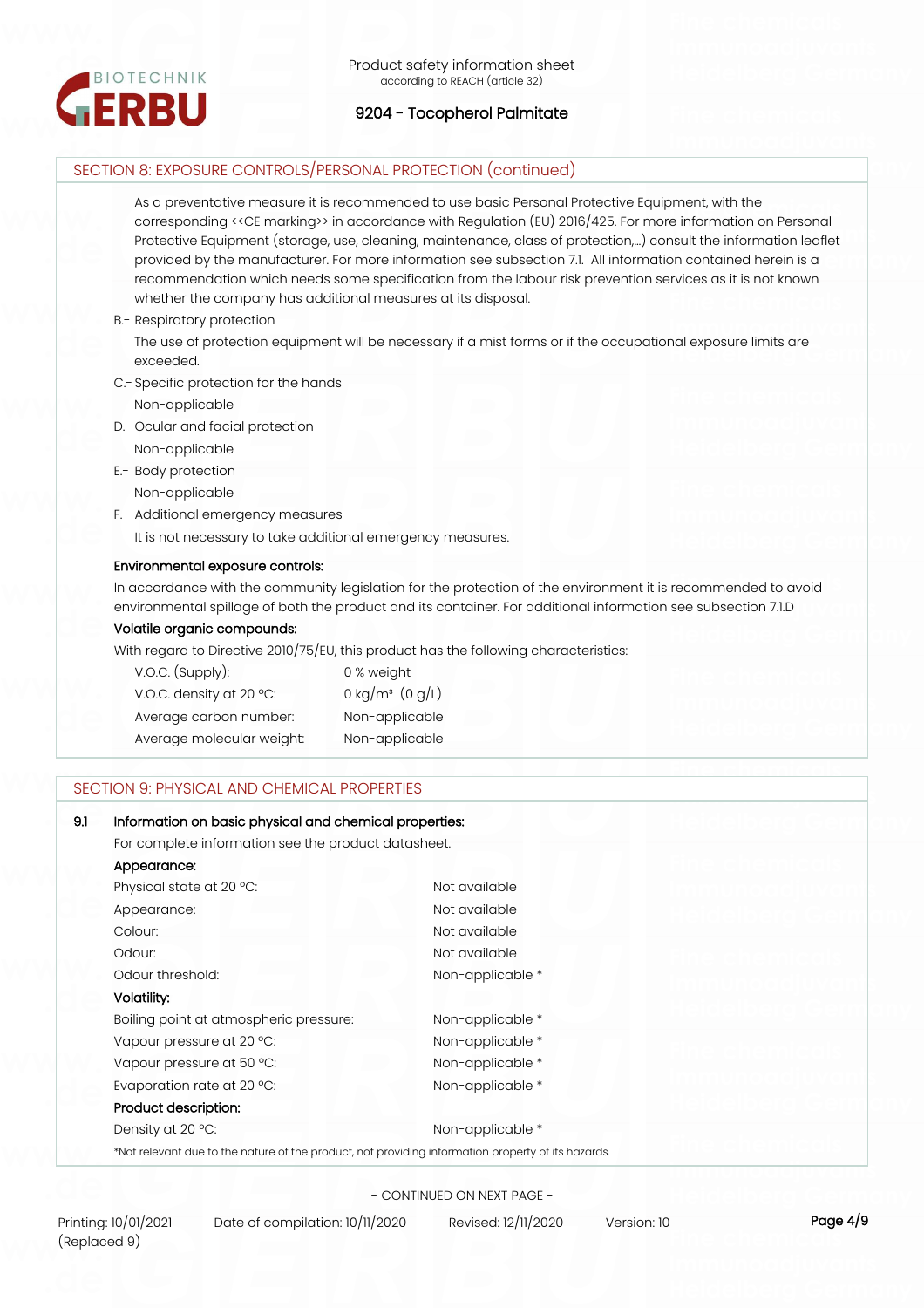## SECTION 8: EXPOSURE CONTROLS/PERSONAL PROTECTION (continued)

As a preventative measure it is recommended to use basic Personal Protective Equipment, with the corresponding <<CE marking>> in accordance with Regulation (EU) 2016/425. For more information on Personal Protective Equipment (storage, use, cleaning, maintenance, class of protection,…) consult the information leaflet provided by the manufacturer. For more information see subsection 7.1. All information contained herein is a recommendation which needs some specification from the labour risk prevention services as it is not known whether the company has additional measures at its disposal.

B.- Respiratory protection

The use of protection equipment will be necessary if a mist forms or if the occupational exposure limits are exceeded.

C.- Specific protection for the hands

Non-applicable

D.- Ocular and facial protection

Non-applicable

E.- Body protection

Non-applicable

F.- Additional emergency measures

It is not necessary to take additional emergency measures.

**Environmental exposure controls:**

In accordance with the community legislation for the protection of the environment it is recommended to avoid environmental spillage of both the product and its container. For additional information see subsection 7.1.D

**Volatile organic compounds:**

With regard to Directive 2010/75/EU, this product has the following characteristics:

| | |
|---|---|
| V.O.C. (Supply): | 0 % weight |
| V.O.C. density at 20 ºC: | 0 kg/m³ (0 g/L) |
| Average carbon number: | Non-applicable |
| Average molecular weight: | Non-applicable |

## SECTION 9: PHYSICAL AND CHEMICAL PROPERTIES

**9.1 Information on basic physical and chemical properties:**

For complete information see the product datasheet.

| | |
|---|---|
| **Appearance:** | |
| Physical state at 20 ºC: | Not available |
| Appearance: | Not available |
| Colour: | Not available |
| Odour: | Not available |
| Odour threshold: | Non-applicable * |
| **Volatility:** | |
| Boiling point at atmospheric pressure: | Non-applicable * |
| Vapour pressure at 20 ºC: | Non-applicable * |
| Vapour pressure at 50 ºC: | Non-applicable * |
| Evaporation rate at 20 ºC: | Non-applicable * |
| **Product description:** | |
| Density at 20 ºC: | Non-applicable * |

*Not relevant due to the nature of the product, not providing information property of its hazards.

- CONTINUED ON NEXT PAGE -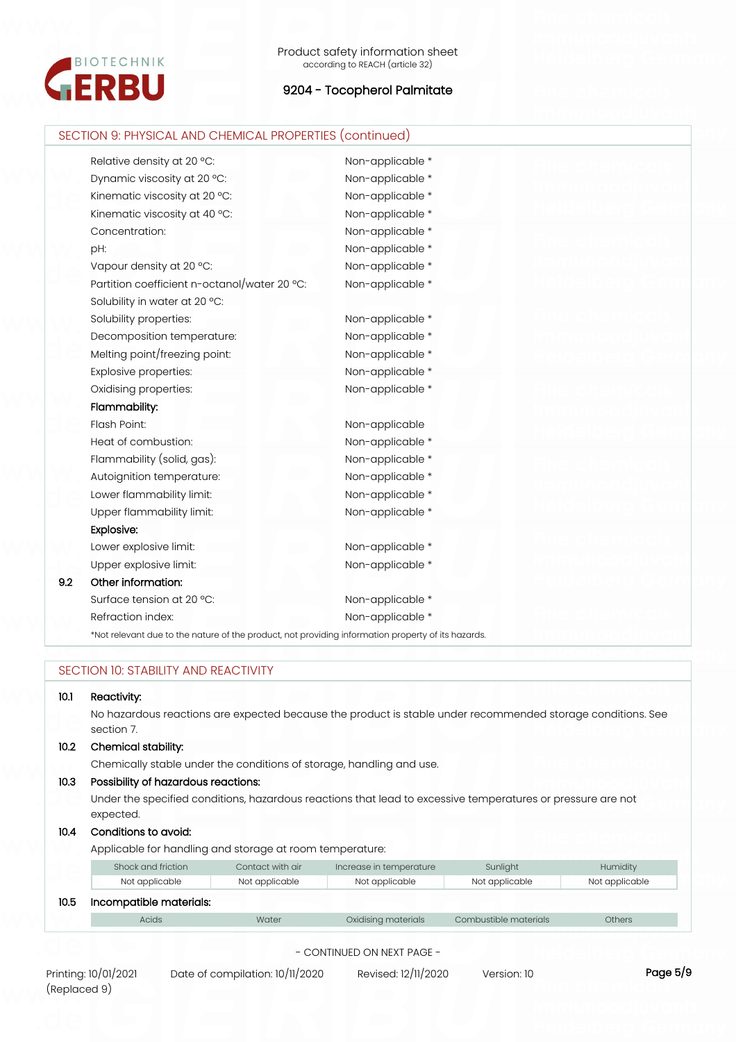## SECTION 9: PHYSICAL AND CHEMICAL PROPERTIES (continued)

| | |
|---|---|
| Relative density at 20 °C: | Non-applicable * |
| Dynamic viscosity at 20 °C: | Non-applicable * |
| Kinematic viscosity at 20 °C: | Non-applicable * |
| Kinematic viscosity at 40 °C: | Non-applicable * |
| Concentration: | Non-applicable * |
| pH: | Non-applicable * |
| Vapour density at 20 °C: | Non-applicable * |
| Partition coefficient n-octanol/water 20 °C: | Non-applicable * |
| Solubility in water at 20 °C: | |
| Solubility properties: | Non-applicable * |
| Decomposition temperature: | Non-applicable * |
| Melting point/freezing point: | Non-applicable * |
| Explosive properties: | Non-applicable * |
| Oxidising properties: | Non-applicable * |

**Flammability:**

| | |
|---|---|
| Flash Point: | Non-applicable |
| Heat of combustion: | Non-applicable * |
| Flammability (solid, gas): | Non-applicable * |
| Autoignition temperature: | Non-applicable * |
| Lower flammability limit: | Non-applicable * |
| Upper flammability limit: | Non-applicable * |

**Explosive:**

| | |
|---|---|
| Lower explosive limit: | Non-applicable * |
| Upper explosive limit: | Non-applicable * |

**9.2 Other information:**

| | |
|---|---|
| Surface tension at 20 °C: | Non-applicable * |
| Refraction index: | Non-applicable * |

*Not relevant due to the nature of the product, not providing information property of its hazards.

## SECTION 10: STABILITY AND REACTIVITY

**10.1 Reactivity:**

No hazardous reactions are expected because the product is stable under recommended storage conditions. See section 7.

**10.2 Chemical stability:**

Chemically stable under the conditions of storage, handling and use.

**10.3 Possibility of hazardous reactions:**

Under the specified conditions, hazardous reactions that lead to excessive temperatures or pressure are not expected.

**10.4 Conditions to avoid:**

Applicable for handling and storage at room temperature:

| Shock and friction | Contact with air | Increase in temperature | Sunlight | Humidity |
|---|---|---|---|---|
| Not applicable | Not applicable | Not applicable | Not applicable | Not applicable |

**10.5 Incompatible materials:**

| Acids | Water | Oxidising materials | Combustible materials | Others |
|---|---|---|---|---|

- CONTINUED ON NEXT PAGE -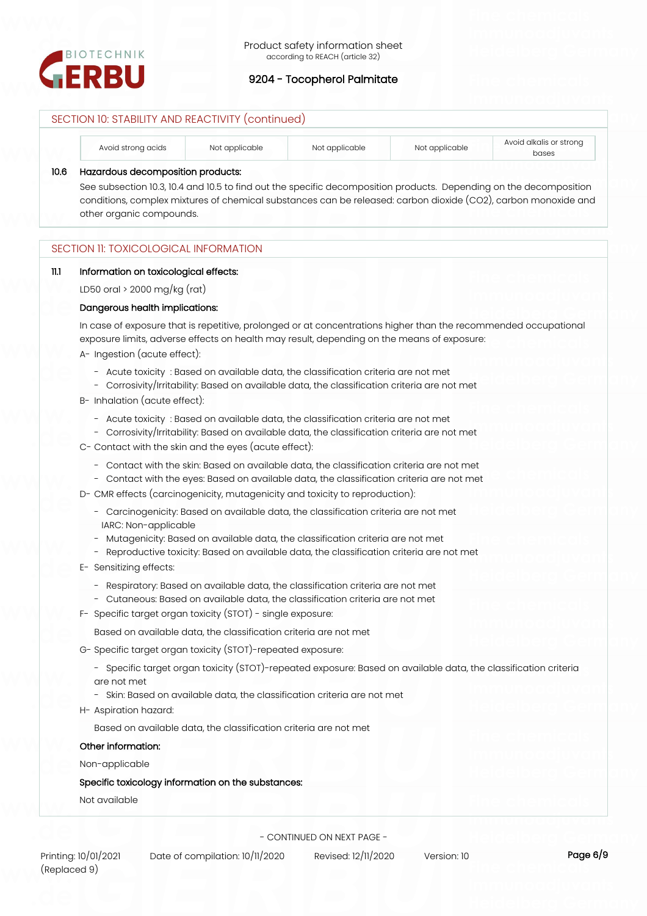## SECTION 10: STABILITY AND REACTIVITY (continued)

| Avoid strong acids | Not applicable | Not applicable | Not applicable | Avoid alkalis or strong bases |
|---|---|---|---|---|

**10.6 Hazardous decomposition products:**

See subsection 10.3, 10.4 and 10.5 to find out the specific decomposition products. Depending on the decomposition conditions, complex mixtures of chemical substances can be released: carbon dioxide ($CO_2$), carbon monoxide and other organic compounds.

## SECTION 11: TOXICOLOGICAL INFORMATION

**11.1 Information on toxicological effects:**

LD50 oral > 2000 mg/kg (rat)

**Dangerous health implications:**

In case of exposure that is repetitive, prolonged or at concentrations higher than the recommended occupational exposure limits, adverse effects on health may result, depending on the means of exposure:

A- Ingestion (acute effect):

- Acute toxicity : Based on available data, the classification criteria are not met
- Corrosivity/Irritability: Based on available data, the classification criteria are not met

B- Inhalation (acute effect):

- Acute toxicity : Based on available data, the classification criteria are not met
- Corrosivity/Irritability: Based on available data, the classification criteria are not met

C- Contact with the skin and the eyes (acute effect):

- Contact with the skin: Based on available data, the classification criteria are not met
- Contact with the eyes: Based on available data, the classification criteria are not met

D- CMR effects (carcinogenicity, mutagenicity and toxicity to reproduction):

- Carcinogenicity: Based on available data, the classification criteria are not met
  IARC: Non-applicable
- Mutagenicity: Based on available data, the classification criteria are not met
- Reproductive toxicity: Based on available data, the classification criteria are not met

E- Sensitizing effects:

- Respiratory: Based on available data, the classification criteria are not met
- Cutaneous: Based on available data, the classification criteria are not met

F- Specific target organ toxicity (STOT) - single exposure:

Based on available data, the classification criteria are not met

G- Specific target organ toxicity (STOT)-repeated exposure:

- Specific target organ toxicity (STOT)-repeated exposure: Based on available data, the classification criteria are not met
- Skin: Based on available data, the classification criteria are not met

H- Aspiration hazard:

Based on available data, the classification criteria are not met

**Other information:**

Non-applicable

**Specific toxicology information on the substances:**

Not available

- CONTINUED ON NEXT PAGE -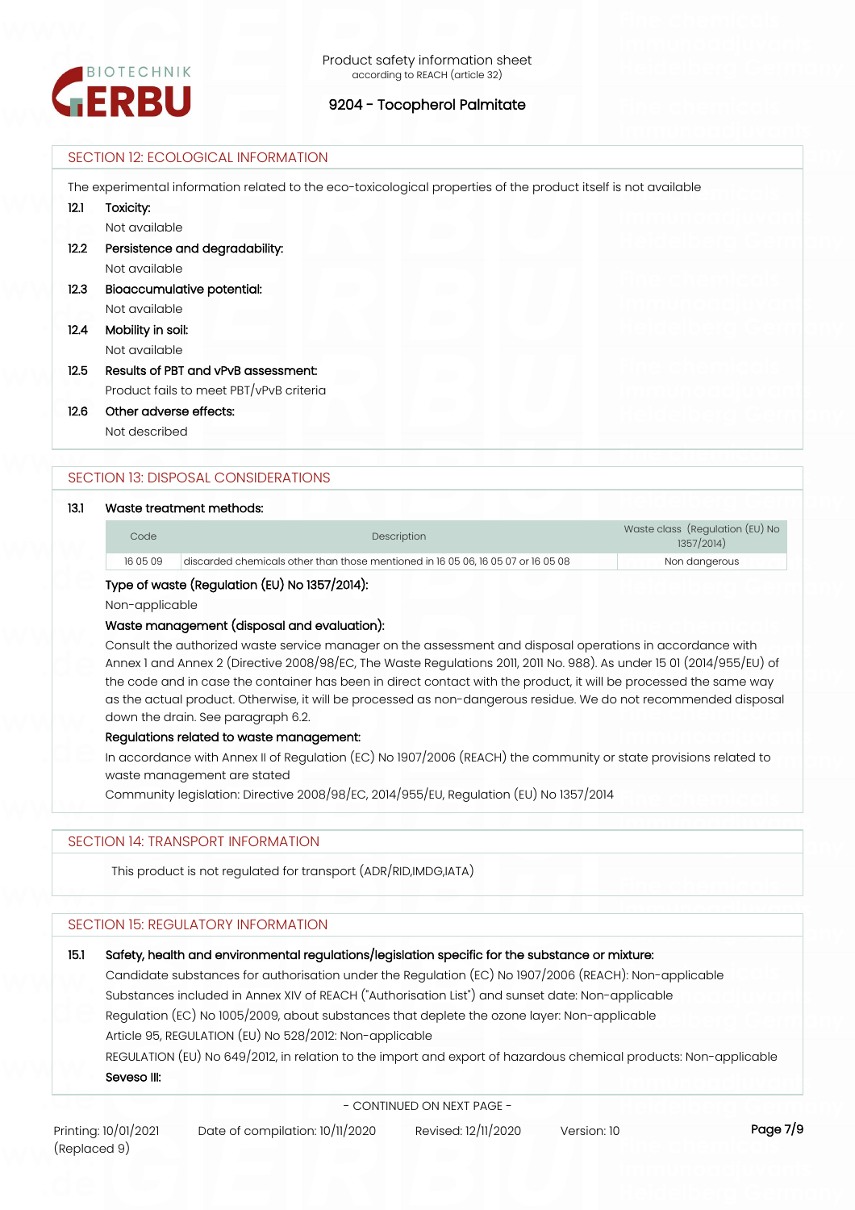## SECTION 12: ECOLOGICAL INFORMATION

The experimental information related to the eco-toxicological properties of the product itself is not available

**12.1 Toxicity:**

Not available

**12.2 Persistence and degradability:**

Not available

**12.3 Bioaccumulative potential:**

Not available

**12.4 Mobility in soil:**

Not available

**12.5 Results of PBT and vPvB assessment:**

Product fails to meet PBT/vPvB criteria

**12.6 Other adverse effects:**

Not described

## SECTION 13: DISPOSAL CONSIDERATIONS

**13.1 Waste treatment methods:**

| Code | Description | Waste class (Regulation (EU) No 1357/2014) |
|---|---|---|
| 16 05 09 | discarded chemicals other than those mentioned in 16 05 06, 16 05 07 or 16 05 08 | Non dangerous |

**Type of waste (Regulation (EU) No 1357/2014):**

Non-applicable

**Waste management (disposal and evaluation):**

Consult the authorized waste service manager on the assessment and disposal operations in accordance with Annex 1 and Annex 2 (Directive 2008/98/EC, The Waste Regulations 2011, 2011 No. 988). As under 15 01 (2014/955/EU) of the code and in case the container has been in direct contact with the product, it will be processed the same way as the actual product. Otherwise, it will be processed as non-dangerous residue. We do not recommended disposal down the drain. See paragraph 6.2.

**Regulations related to waste management:**

In accordance with Annex II of Regulation (EC) No 1907/2006 (REACH) the community or state provisions related to waste management are stated

Community legislation: Directive 2008/98/EC, 2014/955/EU, Regulation (EU) No 1357/2014

## SECTION 14: TRANSPORT INFORMATION

This product is not regulated for transport (ADR/RID,IMDG,IATA)

## SECTION 15: REGULATORY INFORMATION

**15.1 Safety, health and environmental regulations/legislation specific for the substance or mixture:**

Candidate substances for authorisation under the Regulation (EC) No 1907/2006 (REACH): Non-applicable

Substances included in Annex XIV of REACH ("Authorisation List") and sunset date: Non-applicable

Regulation (EC) No 1005/2009, about substances that deplete the ozone layer: Non-applicable

Article 95, REGULATION (EU) No 528/2012: Non-applicable

REGULATION (EU) No 649/2012, in relation to the import and export of hazardous chemical products: Non-applicable

**Seveso III:**

- CONTINUED ON NEXT PAGE -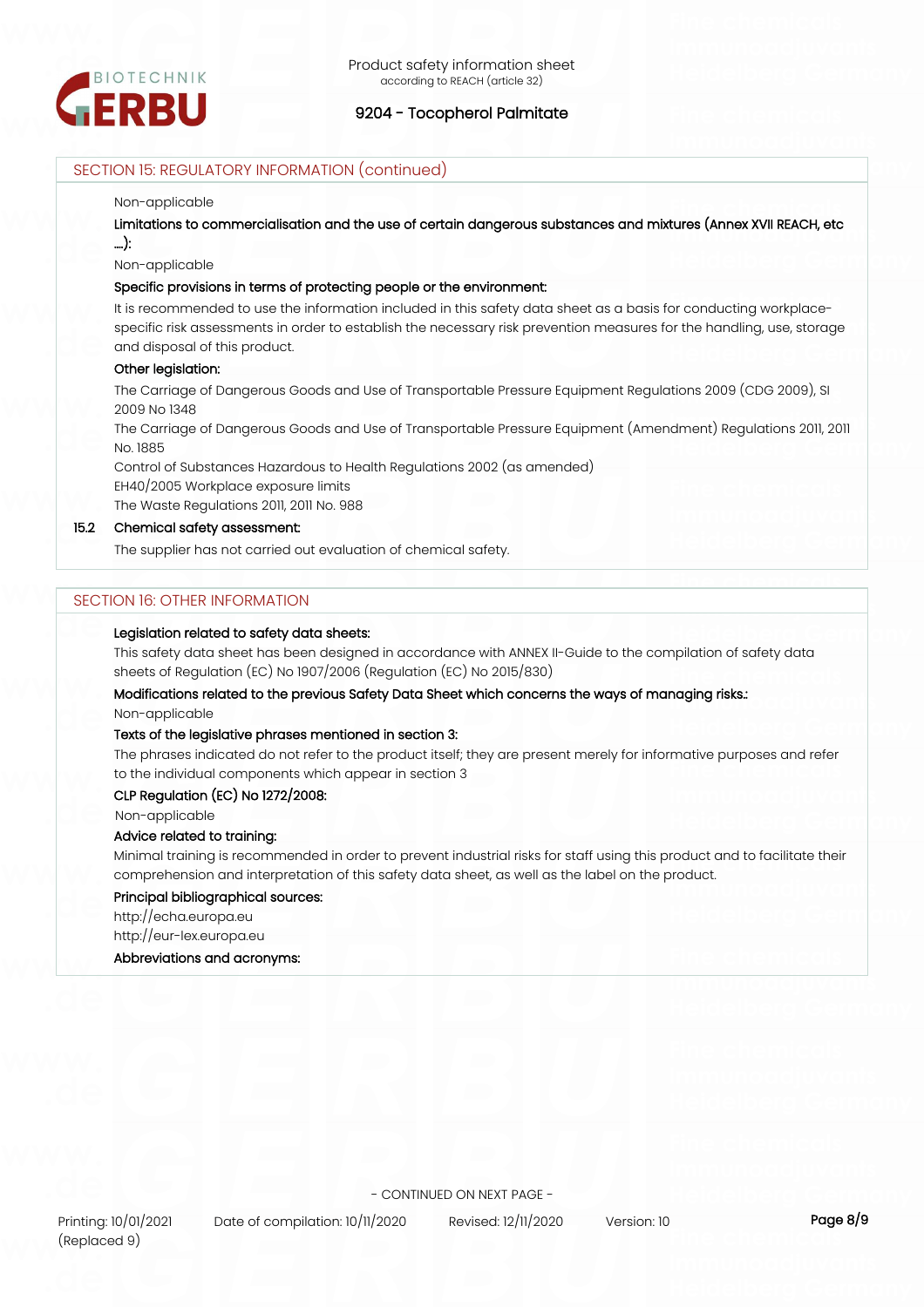## SECTION 15: REGULATORY INFORMATION (continued)

Non-applicable

**Limitations to commercialisation and the use of certain dangerous substances and mixtures (Annex XVII REACH, etc ….):**

Non-applicable

**Specific provisions in terms of protecting people or the environment:**

It is recommended to use the information included in this safety data sheet as a basis for conducting workplace-specific risk assessments in order to establish the necessary risk prevention measures for the handling, use, storage and disposal of this product.

**Other legislation:**

The Carriage of Dangerous Goods and Use of Transportable Pressure Equipment Regulations 2009 (CDG 2009), SI 2009 No 1348
The Carriage of Dangerous Goods and Use of Transportable Pressure Equipment (Amendment) Regulations 2011, 2011 No. 1885
Control of Substances Hazardous to Health Regulations 2002 (as amended)
EH40/2005 Workplace exposure limits
The Waste Regulations 2011, 2011 No. 988

**15.2 Chemical safety assessment:**

The supplier has not carried out evaluation of chemical safety.

## SECTION 16: OTHER INFORMATION

**Legislation related to safety data sheets:**

This safety data sheet has been designed in accordance with ANNEX II-Guide to the compilation of safety data sheets of Regulation (EC) No 1907/2006 (Regulation (EC) No 2015/830)

**Modifications related to the previous Safety Data Sheet which concerns the ways of managing risks.:**

Non-applicable

**Texts of the legislative phrases mentioned in section 3:**

The phrases indicated do not refer to the product itself; they are present merely for informative purposes and refer to the individual components which appear in section 3

**CLP Regulation (EC) No 1272/2008:**

Non-applicable

**Advice related to training:**

Minimal training is recommended in order to prevent industrial risks for staff using this product and to facilitate their comprehension and interpretation of this safety data sheet, as well as the label on the product.

**Principal bibliographical sources:**

http://echa.europa.eu
http://eur-lex.europa.eu

**Abbreviations and acronyms:**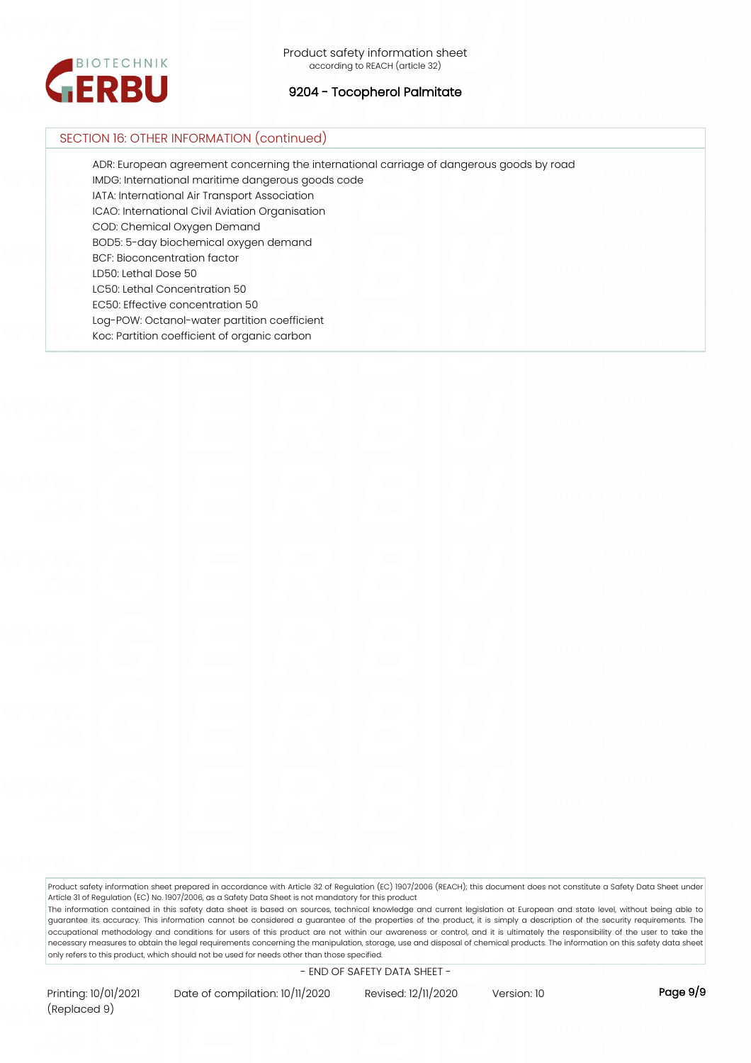## SECTION 16: OTHER INFORMATION (continued)

ADR: European agreement concerning the international carriage of dangerous goods by road
IMDG: International maritime dangerous goods code
IATA: International Air Transport Association
ICAO: International Civil Aviation Organisation
COD: Chemical Oxygen Demand
BOD5: 5-day biochemical oxygen demand
BCF: Bioconcentration factor
LD50: Lethal Dose 50
LC50: Lethal Concentration 50
EC50: Effective concentration 50
Log-POW: Octanol-water partition coefficient
Koc: Partition coefficient of organic carbon

Product safety information sheet prepared in accordance with Article 32 of Regulation (EC) 1907/2006 (REACH); this document does not constitute a Safety Data Sheet under Article 31 of Regulation (EC) No. 1907/2006, as a Safety Data Sheet is not mandatory for this product
The information contained in this safety data sheet is based on sources, technical knowledge and current legislation at European and state level, without being able to guarantee its accuracy. This information cannot be considered a guarantee of the properties of the product, it is simply a description of the security requirements. The occupational methodology and conditions for users of this product are not within our awareness or control, and it is ultimately the responsibility of the user to take the necessary measures to obtain the legal requirements concerning the manipulation, storage, use and disposal of chemical products. The information on this safety data sheet only refers to this product, which should not be used for needs other than those specified.

- END OF SAFETY DATA SHEET -